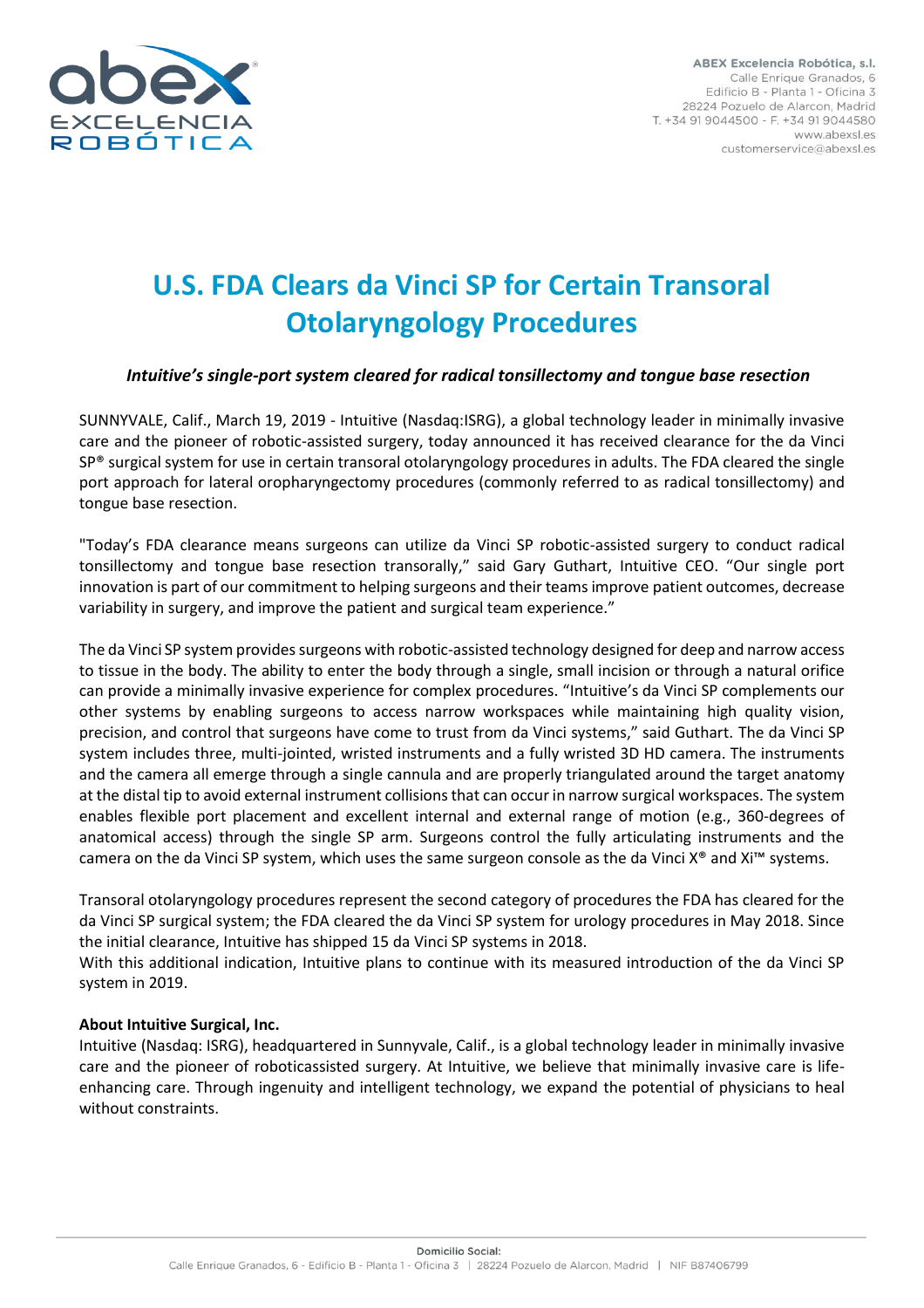ABEX Excelencia Robótica, s.l.
Calle Enrique Granados, 6
Edificio B - Planta 1 - Oficina 3
28224 Pozuelo de Alarcon, Madrid
T. +34 91 9044500 - F. +34 91 9044580
www.abexsl.es
customerservice@abexsl.es

# U.S. FDA Clears da Vinci SP for Certain Transoral Otolaryngology Procedures

***Intuitive's single-port system cleared for radical tonsillectomy and tongue base resection***

SUNNYVALE, Calif., March 19, 2019 - Intuitive (Nasdaq:ISRG), a global technology leader in minimally invasive care and the pioneer of robotic-assisted surgery, today announced it has received clearance for the da Vinci SP® surgical system for use in certain transoral otolaryngology procedures in adults. The FDA cleared the single port approach for lateral oropharyngectomy procedures (commonly referred to as radical tonsillectomy) and tongue base resection.

"Today's FDA clearance means surgeons can utilize da Vinci SP robotic-assisted surgery to conduct radical tonsillectomy and tongue base resection transorally," said Gary Guthart, Intuitive CEO. "Our single port innovation is part of our commitment to helping surgeons and their teams improve patient outcomes, decrease variability in surgery, and improve the patient and surgical team experience."

The da Vinci SP system provides surgeons with robotic-assisted technology designed for deep and narrow access to tissue in the body. The ability to enter the body through a single, small incision or through a natural orifice can provide a minimally invasive experience for complex procedures. "Intuitive's da Vinci SP complements our other systems by enabling surgeons to access narrow workspaces while maintaining high quality vision, precision, and control that surgeons have come to trust from da Vinci systems," said Guthart. The da Vinci SP system includes three, multi-jointed, wristed instruments and a fully wristed 3D HD camera. The instruments and the camera all emerge through a single cannula and are properly triangulated around the target anatomy at the distal tip to avoid external instrument collisions that can occur in narrow surgical workspaces. The system enables flexible port placement and excellent internal and external range of motion (e.g., 360-degrees of anatomical access) through the single SP arm. Surgeons control the fully articulating instruments and the camera on the da Vinci SP system, which uses the same surgeon console as the da Vinci X® and Xi™ systems.

Transoral otolaryngology procedures represent the second category of procedures the FDA has cleared for the da Vinci SP surgical system; the FDA cleared the da Vinci SP system for urology procedures in May 2018. Since the initial clearance, Intuitive has shipped 15 da Vinci SP systems in 2018.
With this additional indication, Intuitive plans to continue with its measured introduction of the da Vinci SP system in 2019.

**About Intuitive Surgical, Inc.**
Intuitive (Nasdaq: ISRG), headquartered in Sunnyvale, Calif., is a global technology leader in minimally invasive care and the pioneer of roboticassisted surgery. At Intuitive, we believe that minimally invasive care is life-enhancing care. Through ingenuity and intelligent technology, we expand the potential of physicians to heal without constraints.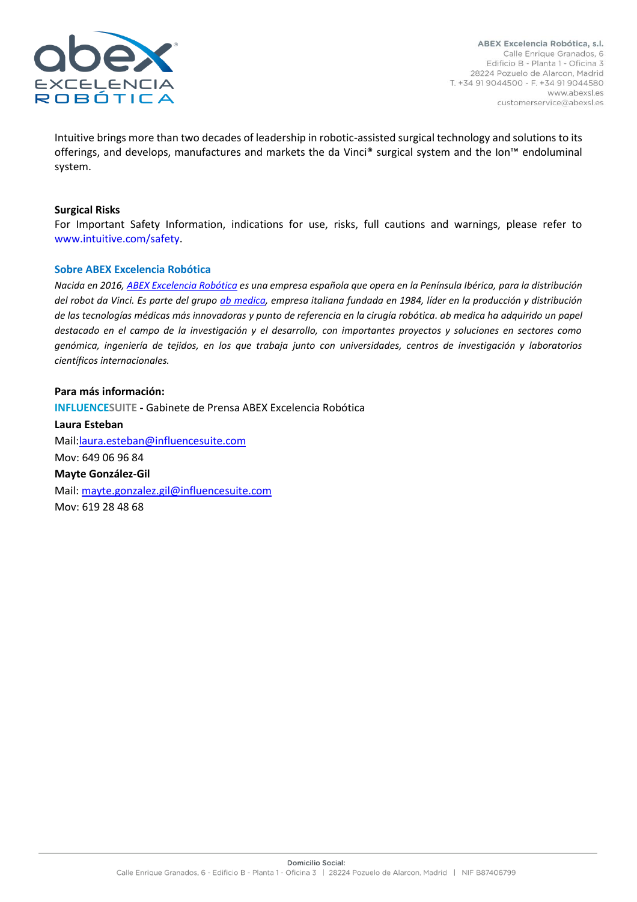Intuitive brings more than two decades of leadership in robotic-assisted surgical technology and solutions to its offerings, and develops, manufactures and markets the da Vinci® surgical system and the Ion™ endoluminal system.

**Surgical Risks**

For Important Safety Information, indications for use, risks, full cautions and warnings, please refer to www.intuitive.com/safety.

### Sobre ABEX Excelencia Robótica

*Nacida en 2016, ABEX Excelencia Robótica es una empresa española que opera en la Península Ibérica, para la distribución del robot da Vinci. Es parte del grupo ab medica, empresa italiana fundada en 1984, líder en la producción y distribución de las tecnologías médicas más innovadoras y punto de referencia en la cirugía robótica. ab medica ha adquirido un papel destacado en el campo de la investigación y el desarrollo, con importantes proyectos y soluciones en sectores como genómica, ingeniería de tejidos, en los que trabaja junto con universidades, centros de investigación y laboratorios científicos internacionales.*

**Para más información:**

**INFLUENCESUITE** - Gabinete de Prensa ABEX Excelencia Robótica

**Laura Esteban**

Mail:laura.esteban@influencesuite.com

Mov: 649 06 96 84

**Mayte González-Gil**

Mail: mayte.gonzalez.gil@influencesuite.com

Mov: 619 28 48 68